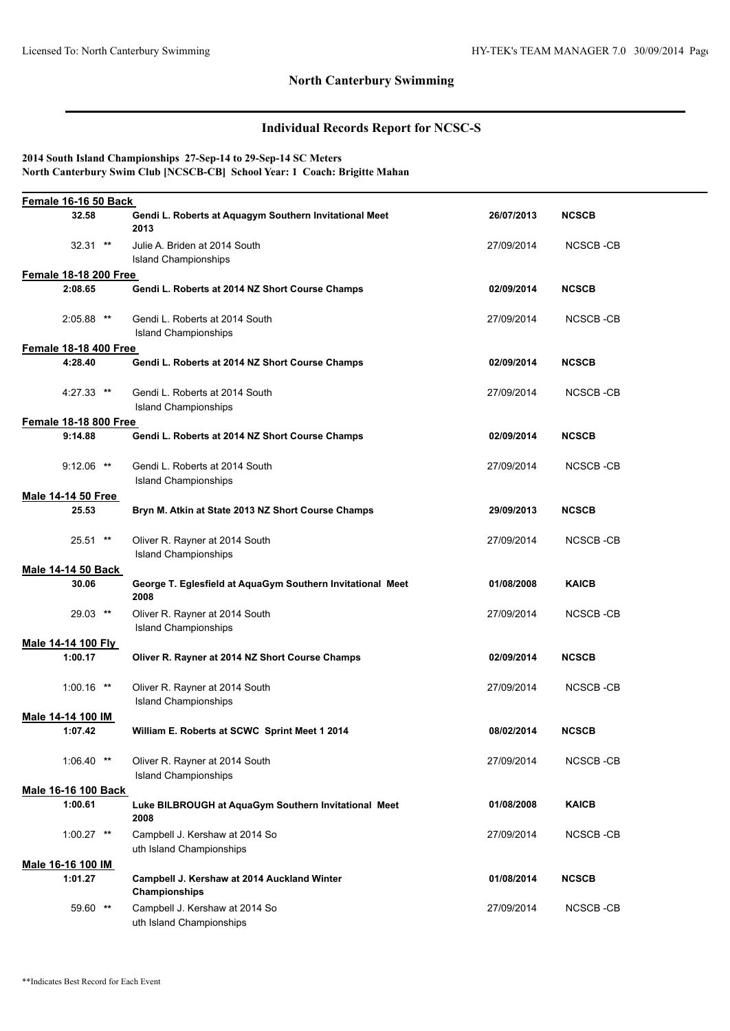## North Canterbury Swimming

## Individual Records Report for NCSC-S

**2014 South Island Championships 27-Sep-14 to 29-Sep-14 SC Meters**
**North Canterbury Swim Club [NCSCB-CB] School Year: 1 Coach: Brigitte Mahan**

| Time | Swimmer / Meet | Date | Team |
|---|---|---|---|
| **Female 16-16 50 Back** | | | |
| **32.58** | **Gendi L. Roberts at Aquagym Southern Invitational Meet 2013** | **26/07/2013** | **NCSCB** |
| 32.31 ** | Julie A. Briden at 2014 South Island Championships | 27/09/2014 | NCSCB -CB |
| **Female 18-18 200 Free** | | | |
| **2:08.65** | **Gendi L. Roberts at 2014 NZ Short Course Champs** | **02/09/2014** | **NCSCB** |
| 2:05.88 ** | Gendi L. Roberts at 2014 South Island Championships | 27/09/2014 | NCSCB -CB |
| **Female 18-18 400 Free** | | | |
| **4:28.40** | **Gendi L. Roberts at 2014 NZ Short Course Champs** | **02/09/2014** | **NCSCB** |
| 4:27.33 ** | Gendi L. Roberts at 2014 South Island Championships | 27/09/2014 | NCSCB -CB |
| **Female 18-18 800 Free** | | | |
| **9:14.88** | **Gendi L. Roberts at 2014 NZ Short Course Champs** | **02/09/2014** | **NCSCB** |
| 9:12.06 ** | Gendi L. Roberts at 2014 South Island Championships | 27/09/2014 | NCSCB -CB |
| **Male 14-14 50 Free** | | | |
| **25.53** | **Bryn M. Atkin at State 2013 NZ Short Course Champs** | **29/09/2013** | **NCSCB** |
| 25.51 ** | Oliver R. Rayner at 2014 South Island Championships | 27/09/2014 | NCSCB -CB |
| **Male 14-14 50 Back** | | | |
| **30.06** | **George T. Eglesfield at AquaGym Southern Invitational Meet 2008** | **01/08/2008** | **KAICB** |
| 29.03 ** | Oliver R. Rayner at 2014 South Island Championships | 27/09/2014 | NCSCB -CB |
| **Male 14-14 100 Fly** | | | |
| **1:00.17** | **Oliver R. Rayner at 2014 NZ Short Course Champs** | **02/09/2014** | **NCSCB** |
| 1:00.16 ** | Oliver R. Rayner at 2014 South Island Championships | 27/09/2014 | NCSCB -CB |
| **Male 14-14 100 IM** | | | |
| **1:07.42** | **William E. Roberts at SCWC Sprint Meet 1 2014** | **08/02/2014** | **NCSCB** |
| 1:06.40 ** | Oliver R. Rayner at 2014 South Island Championships | 27/09/2014 | NCSCB -CB |
| **Male 16-16 100 Back** | | | |
| **1:00.61** | **Luke BILBROUGH at AquaGym Southern Invitational Meet 2008** | **01/08/2008** | **KAICB** |
| 1:00.27 ** | Campbell J. Kershaw at 2014 South Island Championships | 27/09/2014 | NCSCB -CB |
| **Male 16-16 100 IM** | | | |
| **1:01.27** | **Campbell J. Kershaw at 2014 Auckland Winter Championships** | **01/08/2014** | **NCSCB** |
| 59.60 ** | Campbell J. Kershaw at 2014 South Island Championships | 27/09/2014 | NCSCB -CB |

**Indicates Best Record for Each Event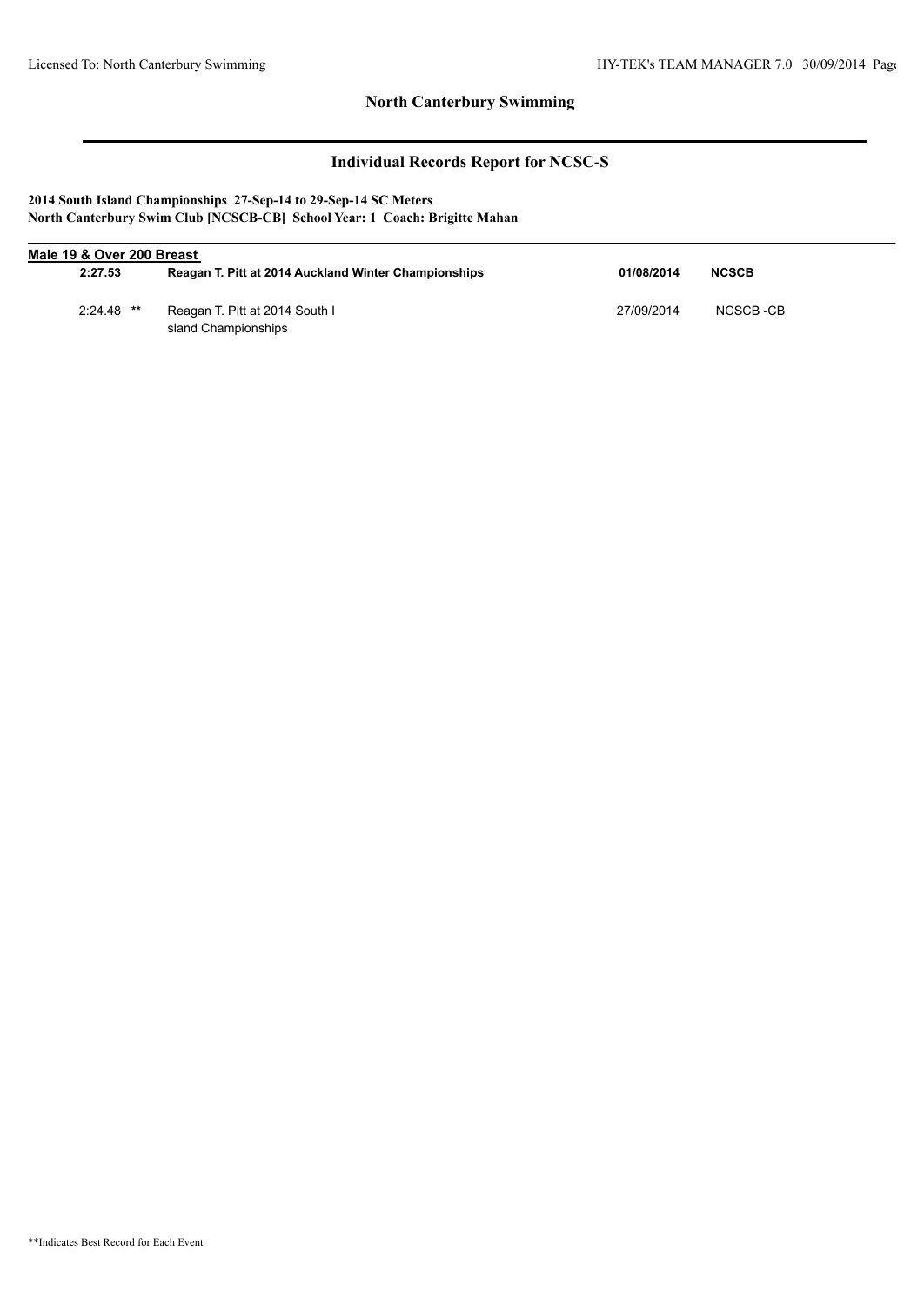## North Canterbury Swimming

### Individual Records Report for NCSC-S

**2014 South Island Championships 27-Sep-14 to 29-Sep-14 SC Meters**
**North Canterbury Swim Club [NCSCB-CB] School Year: 1 Coach: Brigitte Mahan**

**Male 19 & Over 200 Breast**

| | | | |
|---|---|---|---|
| **2:27.53** | **Reagan T. Pitt at 2014 Auckland Winter Championships** | **01/08/2014** | **NCSCB** |
| 2:24.48 ** | Reagan T. Pitt at 2014 South Island Championships | 27/09/2014 | NCSCB -CB |

**Indicates Best Record for Each Event